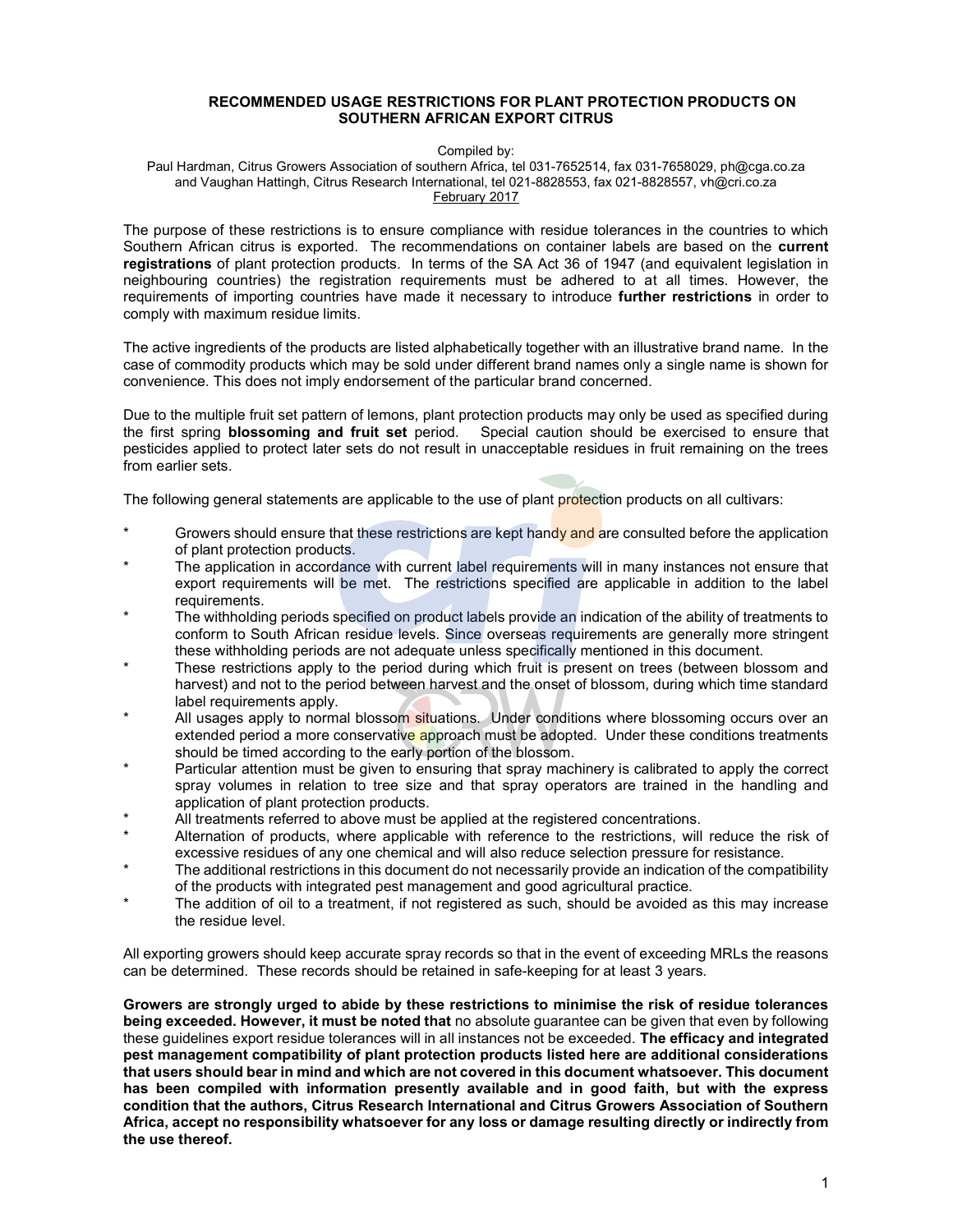# RECOMMENDED USAGE RESTRICTIONS FOR PLANT PROTECTION PRODUCTS ON SOUTHERN AFRICAN EXPORT CITRUS

Compiled by:
Paul Hardman, Citrus Growers Association of southern Africa, tel 031-7652514, fax 031-7658029, ph@cga.co.za
and Vaughan Hattingh, Citrus Research International, tel 021-8828553, fax 021-8828557, vh@cri.co.za
February 2017

The purpose of these restrictions is to ensure compliance with residue tolerances in the countries to which Southern African citrus is exported. The recommendations on container labels are based on the **current registrations** of plant protection products. In terms of the SA Act 36 of 1947 (and equivalent legislation in neighbouring countries) the registration requirements must be adhered to at all times. However, the requirements of importing countries have made it necessary to introduce **further restrictions** in order to comply with maximum residue limits.

The active ingredients of the products are listed alphabetically together with an illustrative brand name. In the case of commodity products which may be sold under different brand names only a single name is shown for convenience. This does not imply endorsement of the particular brand concerned.

Due to the multiple fruit set pattern of lemons, plant protection products may only be used as specified during the first spring **blossoming and fruit set** period. Special caution should be exercised to ensure that pesticides applied to protect later sets do not result in unacceptable residues in fruit remaining on the trees from earlier sets.

The following general statements are applicable to the use of plant protection products on all cultivars:

* Growers should ensure that these restrictions are kept handy and are consulted before the application of plant protection products.
* The application in accordance with current label requirements will in many instances not ensure that export requirements will be met. The restrictions specified are applicable in addition to the label requirements.
* The withholding periods specified on product labels provide an indication of the ability of treatments to conform to South African residue levels. Since overseas requirements are generally more stringent these withholding periods are not adequate unless specifically mentioned in this document.
* These restrictions apply to the period during which fruit is present on trees (between blossom and harvest) and not to the period between harvest and the onset of blossom, during which time standard label requirements apply.
* All usages apply to normal blossom situations. Under conditions where blossoming occurs over an extended period a more conservative approach must be adopted. Under these conditions treatments should be timed according to the early portion of the blossom.
* Particular attention must be given to ensuring that spray machinery is calibrated to apply the correct spray volumes in relation to tree size and that spray operators are trained in the handling and application of plant protection products.
* All treatments referred to above must be applied at the registered concentrations.
* Alternation of products, where applicable with reference to the restrictions, will reduce the risk of excessive residues of any one chemical and will also reduce selection pressure for resistance.
* The additional restrictions in this document do not necessarily provide an indication of the compatibility of the products with integrated pest management and good agricultural practice.
* The addition of oil to a treatment, if not registered as such, should be avoided as this may increase the residue level.

All exporting growers should keep accurate spray records so that in the event of exceeding MRLs the reasons can be determined. These records should be retained in safe-keeping for at least 3 years.

**Growers are strongly urged to abide by these restrictions to minimise the risk of residue tolerances being exceeded. However, it must be noted that** no absolute guarantee can be given that even by following these guidelines export residue tolerances will in all instances not be exceeded. **The efficacy and integrated pest management compatibility of plant protection products listed here are additional considerations that users should bear in mind and which are not covered in this document whatsoever. This document has been compiled with information presently available and in good faith, but with the express condition that the authors, Citrus Research International and Citrus Growers Association of Southern Africa, accept no responsibility whatsoever for any loss or damage resulting directly or indirectly from the use thereof.**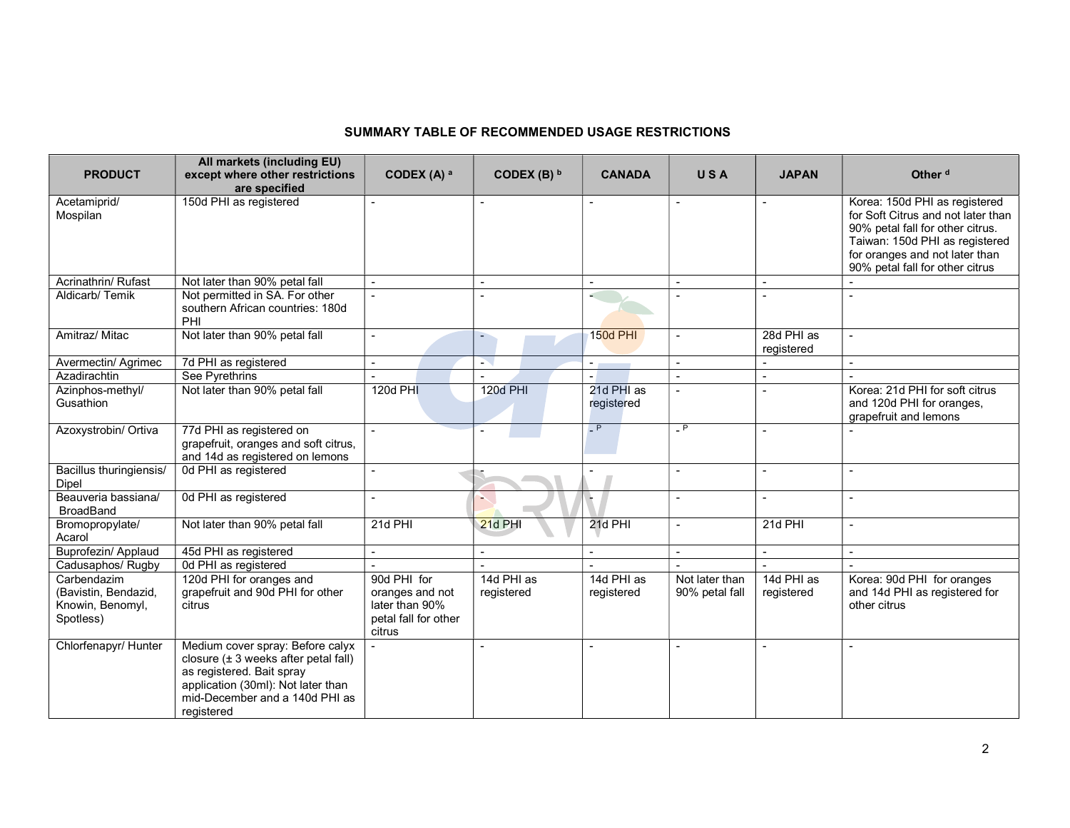## SUMMARY TABLE OF RECOMMENDED USAGE RESTRICTIONS

| PRODUCT | All markets (including EU) except where other restrictions are specified | CODEX (A) [a] | CODEX (B) [b] | CANADA | U S A | JAPAN | Other [d] |
|---|---|---|---|---|---|---|---|
| Acetamiprid/ Mospilan | 150d PHI as registered | - | - | - | - | - | Korea: 150d PHI as registered for Soft Citrus and not later than 90% petal fall for other citrus. Taiwan: 150d PHI as registered for oranges and not later than 90% petal fall for other citrus |
| Acrinathrin/ Rufast | Not later than 90% petal fall | - | - | - | - | - | - |
| Aldicarb/ Temik | Not permitted in SA. For other southern African countries: 180d PHI | - | - | - | - | - | - |
| Amitraz/ Mitac | Not later than 90% petal fall | - | - | 150d PHI | - | 28d PHI as registered | - |
| Avermectin/ Agrimec | 7d PHI as registered | - | - | - | - | - | - |
| Azadirachtin | See Pyrethrins | - | - | - | - | - | - |
| Azinphos-methyl/ Gusathion | Not later than 90% petal fall | 120d PHI | 120d PHI | 21d PHI as registered | - | - | Korea: 21d PHI for soft citrus and 120d PHI for oranges, grapefruit and lemons |
| Azoxystrobin/ Ortiva | 77d PHI as registered on grapefruit, oranges and soft citrus, and 14d as registered on lemons | - | - | - [P] | - [P] | - | - |
| Bacillus thuringiensis/ Dipel | 0d PHI as registered | - | - | - | - | - | - |
| Beauveria bassiana/ BroadBand | 0d PHI as registered | - | - | - | - | - | - |
| Bromopropylate/ Acarol | Not later than 90% petal fall | 21d PHI | 21d PHI | 21d PHI | - | 21d PHI | - |
| Buprofezin/ Applaud | 45d PHI as registered | - | - | - | - | - | - |
| Cadusaphos/ Rugby | 0d PHI as registered | - | - | - | - | - | - |
| Carbendazim (Bavistin, Bendazid, Knowin, Benomyl, Spotless) | 120d PHI for oranges and grapefruit and 90d PHI for other citrus | 90d PHI for oranges and not later than 90% petal fall for other citrus | 14d PHI as registered | 14d PHI as registered | Not later than 90% petal fall | 14d PHI as registered | Korea: 90d PHI for oranges and 14d PHI as registered for other citrus |
| Chlorfenapyr/ Hunter | Medium cover spray: Before calyx closure (± 3 weeks after petal fall) as registered. Bait spray application (30ml): Not later than mid-December and a 140d PHI as registered | - | - | - | - | - | - |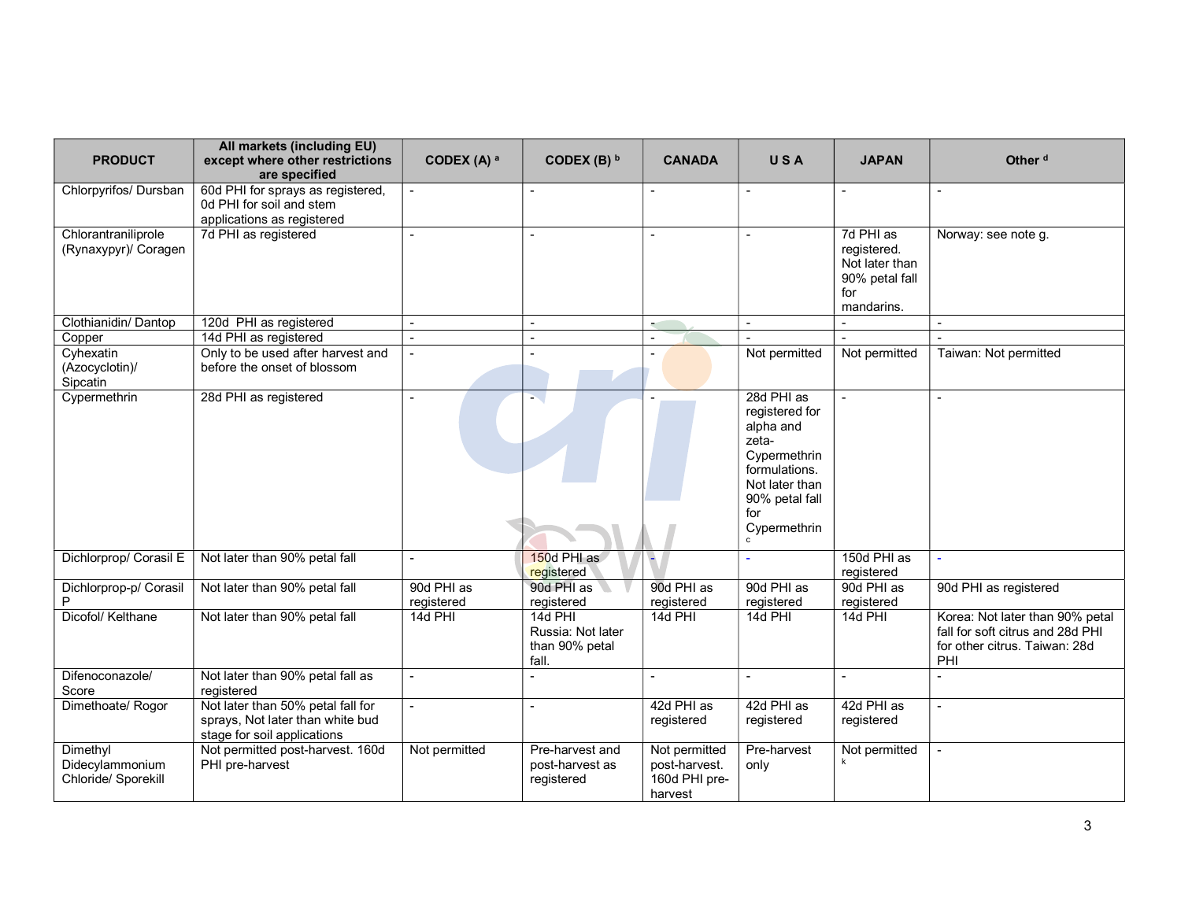| PRODUCT | All markets (including EU) except where other restrictions are specified | CODEX (A) [a] | CODEX (B) [b] | CANADA | U S A | JAPAN | Other [d] |
|---|---|---|---|---|---|---|---|
| Chlorpyrifos/ Dursban | 60d PHI for sprays as registered, 0d PHI for soil and stem applications as registered | - | - | - | - | - | - |
| Chlorantraniliprole (Rynaxypyr)/ Coragen | 7d PHI as registered | - | - | - | - | 7d PHI as registered. Not later than 90% petal fall for mandarins. | Norway: see note g. |
| Clothianidin/ Dantop | 120d PHI as registered | - | - | - | - | - | - |
| Copper | 14d PHI as registered | - | - | - | - | - | - |
| Cyhexatin (Azocyclotin)/ Sipcatin | Only to be used after harvest and before the onset of blossom | - | - | - | Not permitted | Not permitted | Taiwan: Not permitted |
| Cypermethrin | 28d PHI as registered | - | - | - | 28d PHI as registered for alpha and zeta-Cypermethrin formulations. Not later than 90% petal fall for Cypermethrin [c] | - | - |
| Dichlorprop/ Corasil E | Not later than 90% petal fall | - | 150d PHI as registered | - | - | 150d PHI as registered | - |
| Dichlorprop-p/ Corasil P | Not later than 90% petal fall | 90d PHI as registered | 90d PHI as registered | 90d PHI as registered | 90d PHI as registered | 90d PHI as registered | 90d PHI as registered |
| Dicofol/ Kelthane | Not later than 90% petal fall | 14d PHI | 14d PHI Russia: Not later than 90% petal fall. | 14d PHI | 14d PHI | 14d PHI | Korea: Not later than 90% petal fall for soft citrus and 28d PHI for other citrus. Taiwan: 28d PHI |
| Difenoconazole/ Score | Not later than 90% petal fall as registered | - | - | - | - | - | - |
| Dimethoate/ Rogor | Not later than 50% petal fall for sprays, Not later than white bud stage for soil applications | - | - | 42d PHI as registered | 42d PHI as registered | 42d PHI as registered | - |
| Dimethyl Didecylammonium Chloride/ Sporekill | Not permitted post-harvest. 160d PHI pre-harvest | Not permitted | Pre-harvest and post-harvest as registered | Not permitted post-harvest. 160d PHI pre-harvest | Pre-harvest only | Not permitted [k] | - |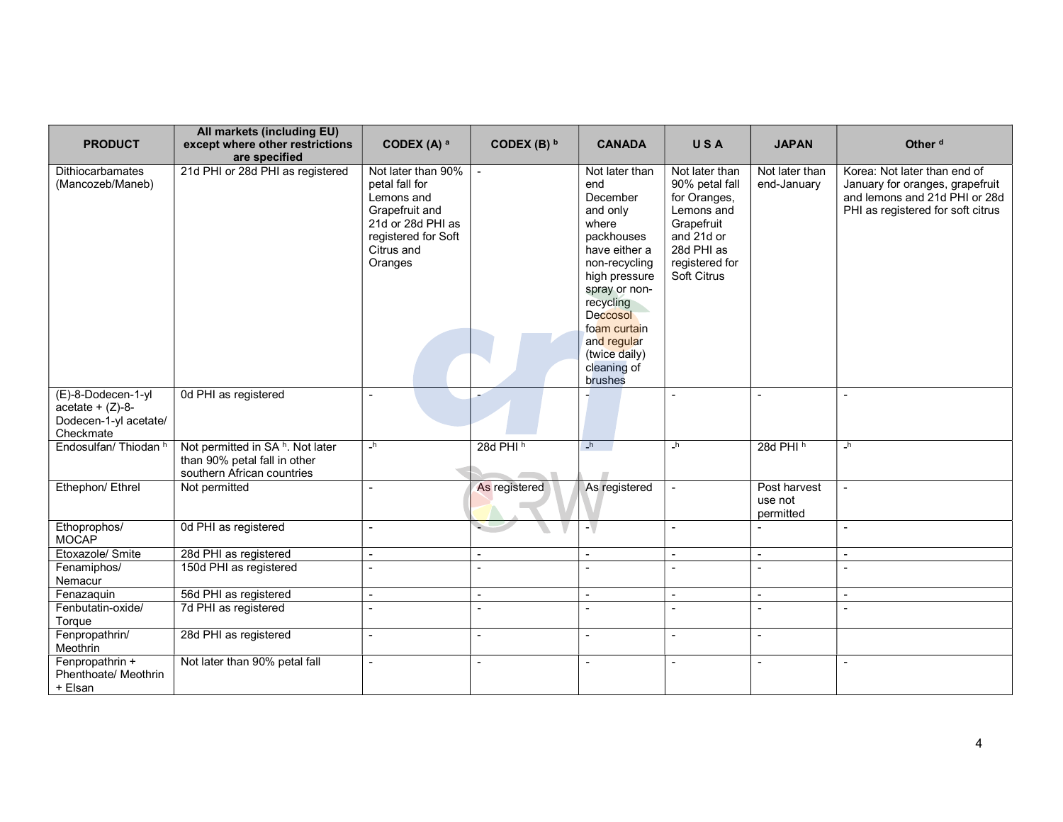| PRODUCT | All markets (including EU) except where other restrictions are specified | CODEX (A) [a] | CODEX (B) [b] | CANADA | U S A | JAPAN | Other [d] |
|---|---|---|---|---|---|---|---|
| Dithiocarbamates (Mancozeb/Maneb) | 21d PHI or 28d PHI as registered | Not later than 90% petal fall for Lemons and Grapefruit and 21d or 28d PHI as registered for Soft Citrus and Oranges | - | Not later than end December and only where packhouses have either a non-recycling high pressure spray or non-recycling Deccosol foam curtain and regular (twice daily) cleaning of brushes | Not later than 90% petal fall for Oranges, Lemons and Grapefruit and 21d or 28d PHI as registered for Soft Citrus | Not later than end-January | Korea: Not later than end of January for oranges, grapefruit and lemons and 21d PHI or 28d PHI as registered for soft citrus |
| (E)-8-Dodecen-1-yl acetate + (Z)-8-Dodecen-1-yl acetate/ Checkmate | 0d PHI as registered | - | - | - | - | - | - |
| Endosulfan/ Thiodan [h] | Not permitted in SA [h]. Not later than 90% petal fall in other southern African countries | -[h] | 28d PHI [h] | -[h] | -[h] | 28d PHI [h] | -[h] |
| Ethephon/ Ethrel | Not permitted | - | As registered | As registered | - | Post harvest use not permitted | - |
| Ethoprophos/ MOCAP | 0d PHI as registered | - | - | - | - | - | - |
| Etoxazole/ Smite | 28d PHI as registered | - | - | - | - | - | - |
| Fenamiphos/ Nemacur | 150d PHI as registered | - | - | - | - | - | - |
| Fenazaquin | 56d PHI as registered | - | - | - | - | - | - |
| Fenbutatin-oxide/ Torque | 7d PHI as registered | - | - | - | - | - | - |
| Fenpropathrin/ Meothrin | 28d PHI as registered | - | - | - | - | - | |
| Fenpropathrin + Phenthoate/ Meothrin + Elsan | Not later than 90% petal fall | - | - | - | - | - | - |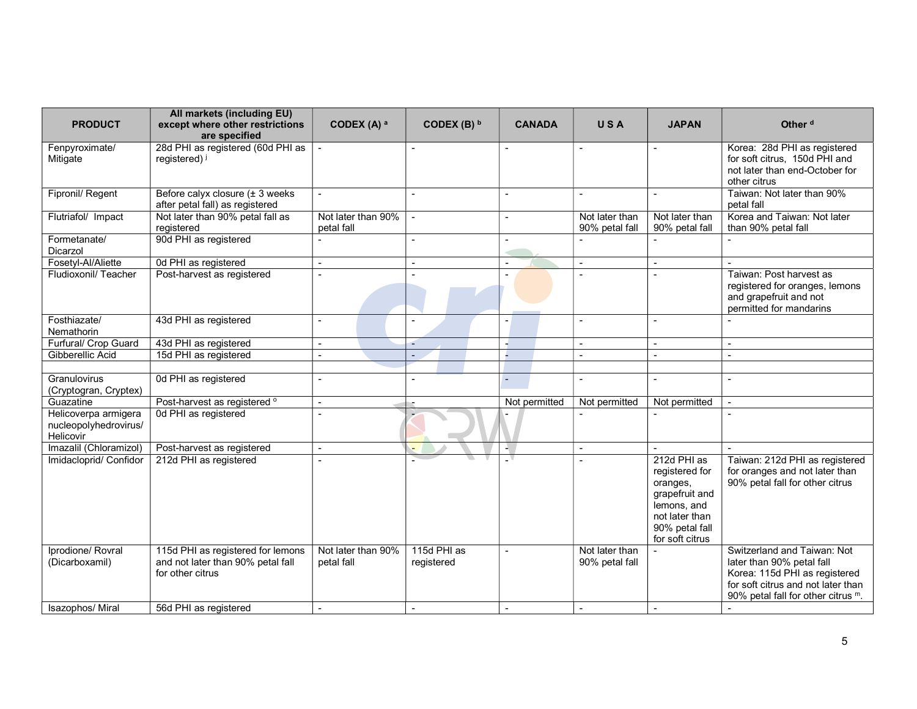| PRODUCT | All markets (including EU) except where other restrictions are specified | CODEX (A) [a] | CODEX (B) [b] | CANADA | U S A | JAPAN | Other [d] |
|---|---|---|---|---|---|---|---|
| Fenpyroximate/ Mitigate | 28d PHI as registered (60d PHI as registered) [j] | - | - | - | - | - | Korea: 28d PHI as registered for soft citrus, 150d PHI and not later than end-October for other citrus |
| Fipronil/ Regent | Before calyx closure (± 3 weeks after petal fall) as registered | - | - | - | - | - | Taiwan: Not later than 90% petal fall |
| Flutriafol/ Impact | Not later than 90% petal fall as registered | Not later than 90% petal fall | - | - | Not later than 90% petal fall | Not later than 90% petal fall | Korea and Taiwan: Not later than 90% petal fall |
| Formetanate/ Dicarzol | 90d PHI as registered | - | - | - | - | - | - |
| Fosetyl-Al/Aliette | 0d PHI as registered | - | - | - | - | - | - |
| Fludioxonil/ Teacher | Post-harvest as registered | - | - | - | - | - | Taiwan: Post harvest as registered for oranges, lemons and grapefruit and not permitted for mandarins |
| Fosthiazate/ Nemathorin | 43d PHI as registered | - | - | - | - | - | - |
| Furfural/ Crop Guard | 43d PHI as registered | - | - | - | - | - | - |
| Gibberellic Acid | 15d PHI as registered | - | - | - | - | - | - |
| | | | | | | | |
| Granulovirus (Cryptogran, Cryptex) | 0d PHI as registered | - | - | - | - | - | - |
| Guazatine | Post-harvest as registered [o] | - | - | Not permitted | Not permitted | Not permitted | - |
| Helicoverpa armigera nucleopolyhedrovirus/ Helicovir | 0d PHI as registered | - | - | - | - | - | - |
| Imazalil (Chloramizol) | Post-harvest as registered | - | - | - | - | - | - |
| Imidacloprid/ Confidor | 212d PHI as registered | - | - | - | - | 212d PHI as registered for oranges, grapefruit and lemons, and not later than 90% petal fall for soft citrus | Taiwan: 212d PHI as registered for oranges and not later than 90% petal fall for other citrus |
| Iprodione/ Rovral (Dicarboxamil) | 115d PHI as registered for lemons and not later than 90% petal fall for other citrus | Not later than 90% petal fall | 115d PHI as registered | - | Not later than 90% petal fall | - | Switzerland and Taiwan: Not later than 90% petal fall Korea: 115d PHI as registered for soft citrus and not later than 90% petal fall for other citrus [m]. |
| Isazophos/ Miral | 56d PHI as registered | - | - | - | - | - | - |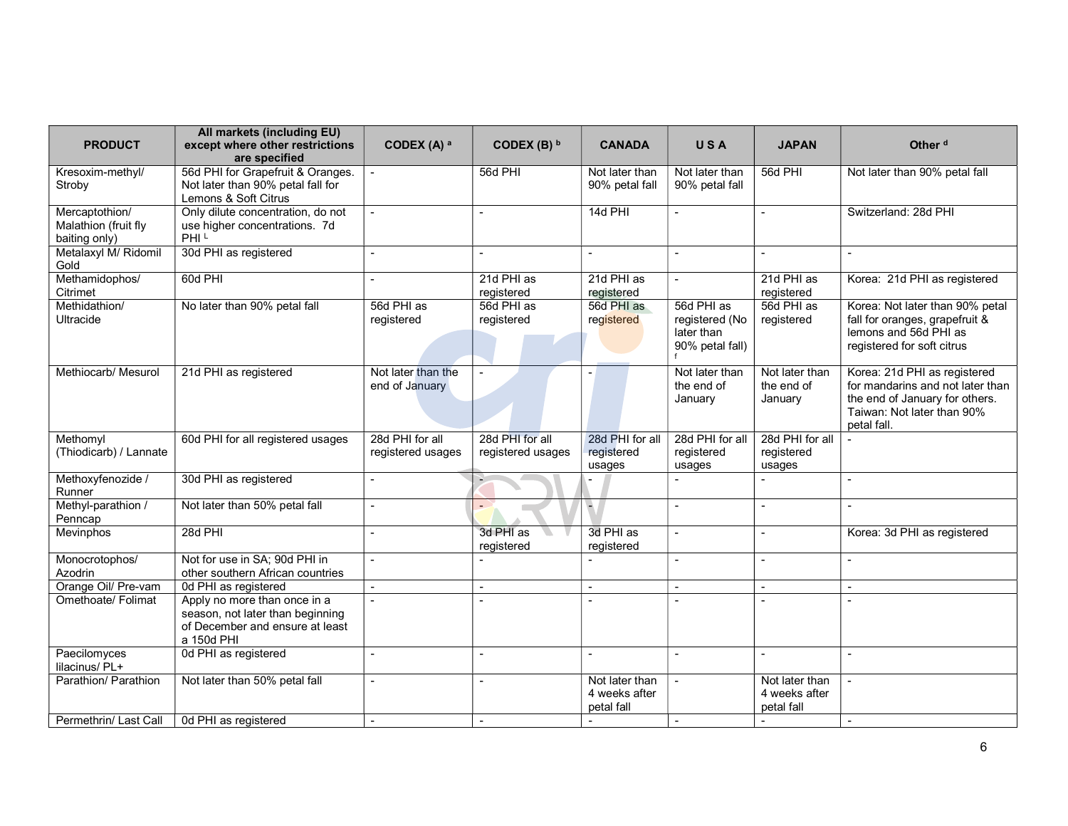| PRODUCT | All markets (including EU) except where other restrictions are specified | CODEX (A) [a] | CODEX (B) [b] | CANADA | U S A | JAPAN | Other [d] |
|---|---|---|---|---|---|---|---|
| Kresoxim-methyl/ Stroby | 56d PHI for Grapefruit & Oranges. Not later than 90% petal fall for Lemons & Soft Citrus | - | 56d PHI | Not later than 90% petal fall | Not later than 90% petal fall | 56d PHI | Not later than 90% petal fall |
| Mercaptothion/ Malathion (fruit fly baiting only) | Only dilute concentration, do not use higher concentrations. 7d PHI [L] | - | - | 14d PHI | - | - | Switzerland: 28d PHI |
| Metalaxyl M/ Ridomil Gold | 30d PHI as registered | - | - | - | - | - | - |
| Methamidophos/ Citrimet | 60d PHI | - | 21d PHI as registered | 21d PHI as registered | - | 21d PHI as registered | Korea: 21d PHI as registered |
| Methidathion/ Ultracide | No later than 90% petal fall | 56d PHI as registered | 56d PHI as registered | 56d PHI as registered | 56d PHI as registered (No later than 90% petal fall) [f] | 56d PHI as registered | Korea: Not later than 90% petal fall for oranges, grapefruit & lemons and 56d PHI as registered for soft citrus |
| Methiocarb/ Mesurol | 21d PHI as registered | Not later than the end of January | - | - | Not later than the end of January | Not later than the end of January | Korea: 21d PHI as registered for mandarins and not later than the end of January for others. Taiwan: Not later than 90% petal fall. |
| Methomyl (Thiodicarb) / Lannate | 60d PHI for all registered usages | 28d PHI for all registered usages | 28d PHI for all registered usages | 28d PHI for all registered usages | 28d PHI for all registered usages | 28d PHI for all registered usages | - |
| Methoxyfenozide / Runner | 30d PHI as registered | - | - | - | - | - | - |
| Methyl-parathion / Penncap | Not later than 50% petal fall | - | - | - | - | - | - |
| Mevinphos | 28d PHI | - | 3d PHI as registered | 3d PHI as registered | - | - | Korea: 3d PHI as registered |
| Monocrotophos/ Azodrin | Not for use in SA; 90d PHI in other southern African countries | - | - | - | - | - | - |
| Orange Oil/ Pre-vam | 0d PHI as registered | - | - | - | - | - | - |
| Omethoate/ Folimat | Apply no more than once in a season, not later than beginning of December and ensure at least a 150d PHI | - | - | - | - | - | - |
| Paecilomyces lilacinus/ PL+ | 0d PHI as registered | - | - | - | - | - | - |
| Parathion/ Parathion | Not later than 50% petal fall | - | - | Not later than 4 weeks after petal fall | - | Not later than 4 weeks after petal fall | - |
| Permethrin/ Last Call | 0d PHI as registered | - | - | - | - | - | - |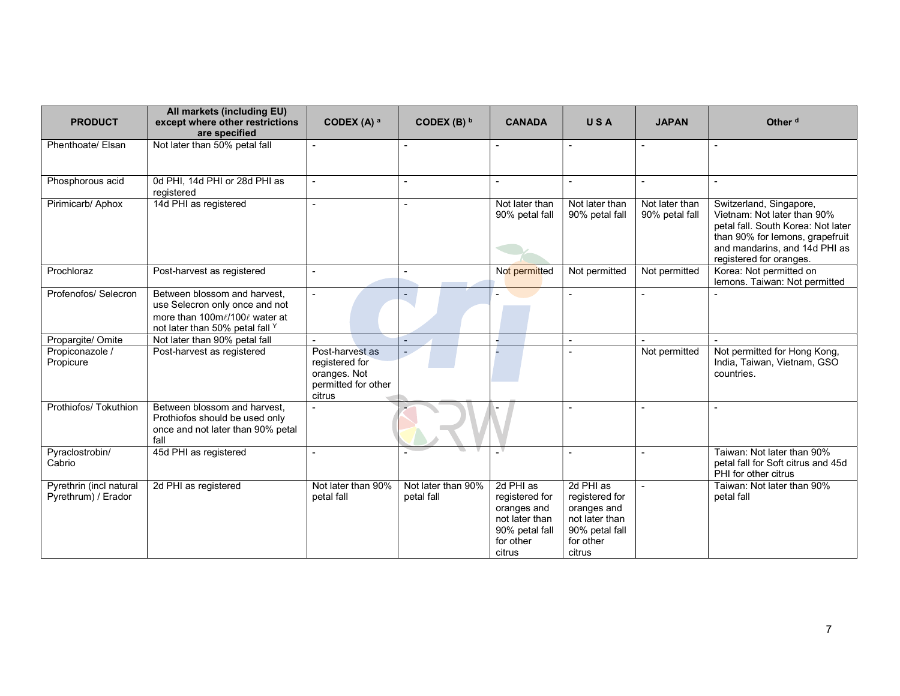| PRODUCT | All markets (including EU) except where other restrictions are specified | CODEX (A) [a] | CODEX (B) [b] | CANADA | U S A | JAPAN | Other [d] |
|---|---|---|---|---|---|---|---|
| Phenthoate/ Elsan | Not later than 50% petal fall | - | - | - | - | - | - |
| Phosphorous acid | 0d PHI, 14d PHI or 28d PHI as registered | - | - | - | - | - | - |
| Pirimicarb/ Aphox | 14d PHI as registered | - | - | Not later than 90% petal fall | Not later than 90% petal fall | Not later than 90% petal fall | Switzerland, Singapore, Vietnam: Not later than 90% petal fall. South Korea: Not later than 90% for lemons, grapefruit and mandarins, and 14d PHI as registered for oranges. |
| Prochloraz | Post-harvest as registered | - | - | Not permitted | Not permitted | Not permitted | Korea: Not permitted on lemons. Taiwan: Not permitted |
| Profenofos/ Selecron | Between blossom and harvest, use Selecron only once and not more than 100mℓ/100ℓ water at not later than 50% petal fall [Y] | - | - | - | - | - | - |
| Propargite/ Omite | Not later than 90% petal fall | - | - | - | - | - | - |
| Propiconazole / Propicure | Post-harvest as registered | Post-harvest as registered for oranges. Not permitted for other citrus | - | - | - | Not permitted | Not permitted for Hong Kong, India, Taiwan, Vietnam, GSO countries. |
| Prothiofos/ Tokuthion | Between blossom and harvest, Prothiofos should be used only once and not later than 90% petal fall | - | - | - | - | - | - |
| Pyraclostrobin/ Cabrio | 45d PHI as registered | - | - | - | - | - | Taiwan: Not later than 90% petal fall for Soft citrus and 45d PHI for other citrus |
| Pyrethrin (incl natural Pyrethrum) / Erador | 2d PHI as registered | Not later than 90% petal fall | Not later than 90% petal fall | 2d PHI as registered for oranges and not later than 90% petal fall for other citrus | 2d PHI as registered for oranges and not later than 90% petal fall for other citrus | - | Taiwan: Not later than 90% petal fall |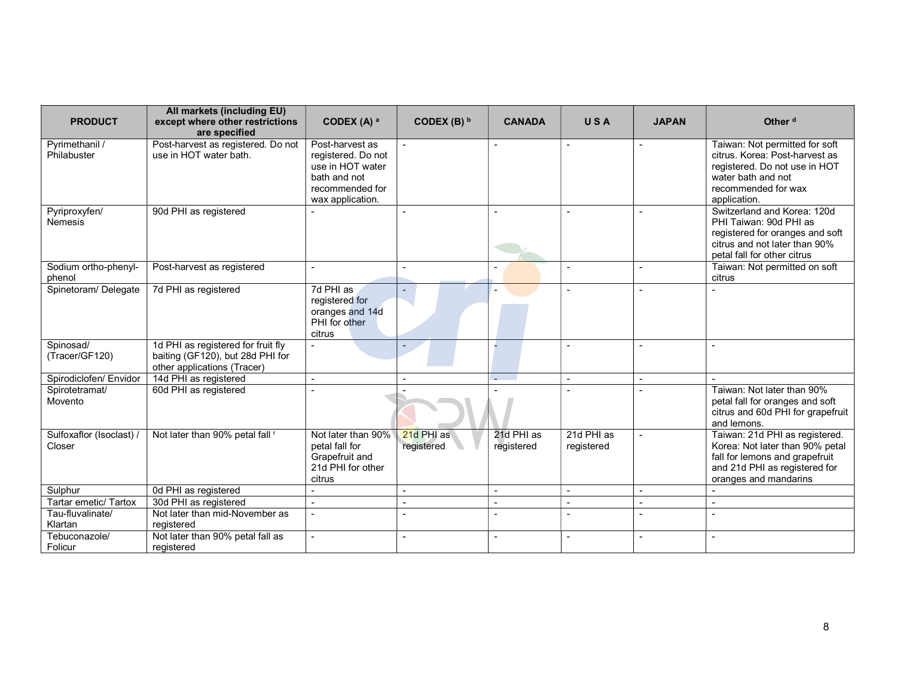| PRODUCT | All markets (including EU) except where other restrictions are specified | CODEX (A) [a] | CODEX (B) [b] | CANADA | U S A | JAPAN | Other [d] |
|---|---|---|---|---|---|---|---|
| Pyrimethanil / Philabuster | Post-harvest as registered. Do not use in HOT water bath. | Post-harvest as registered. Do not use in HOT water bath and not recommended for wax application. | - | - | - | - | Taiwan: Not permitted for soft citrus. Korea: Post-harvest as registered. Do not use in HOT water bath and not recommended for wax application. |
| Pyriproxyfen/ Nemesis | 90d PHI as registered | - | - | - | - | - | Switzerland and Korea: 120d PHI Taiwan: 90d PHI as registered for oranges and soft citrus and not later than 90% petal fall for other citrus |
| Sodium ortho-phenyl-phenol | Post-harvest as registered | - | - | - | - | - | Taiwan: Not permitted on soft citrus |
| Spinetoram/ Delegate | 7d PHI as registered | 7d PHI as registered for oranges and 14d PHI for other citrus | - | - | - | - | - |
| Spinosad/ (Tracer/GF120) | 1d PHI as registered for fruit fly baiting (GF120), but 28d PHI for other applications (Tracer) | - | - | - | - | - | - |
| Spirodiclofen/ Envidor | 14d PHI as registered | - | - | - | - | - | - |
| Spirotetramat/ Movento | 60d PHI as registered | - | - | - | - | - | Taiwan: Not later than 90% petal fall for oranges and soft citrus and 60d PHI for grapefruit and lemons. |
| Sulfoxaflor (Isoclast) / Closer | Not later than 90% petal fall [f] | Not later than 90% petal fall for Grapefruit and 21d PHI for other citrus | 21d PHI as registered | 21d PHI as registered | 21d PHI as registered | - | Taiwan: 21d PHI as registered. Korea: Not later than 90% petal fall for lemons and grapefruit and 21d PHI as registered for oranges and mandarins |
| Sulphur | 0d PHI as registered | - | - | - | - | - | - |
| Tartar emetic/ Tartox | 30d PHI as registered | - | - | - | - | - | - |
| Tau-fluvalinate/ Klartan | Not later than mid-November as registered | - | - | - | - | - | - |
| Tebuconazole/ Folicur | Not later than 90% petal fall as registered | - | - | - | - | - | - |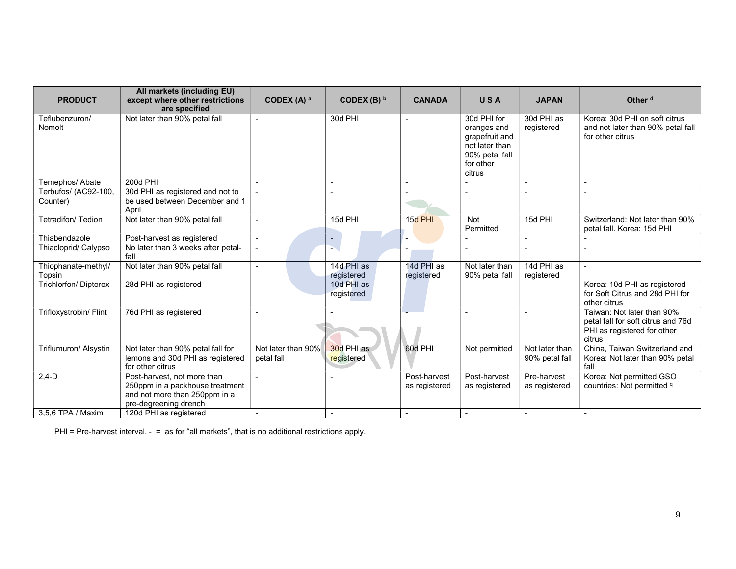| PRODUCT | All markets (including EU) except where other restrictions are specified | CODEX (A) [a] | CODEX (B) [b] | CANADA | U S A | JAPAN | Other [d] |
|---|---|---|---|---|---|---|---|
| Teflubenzuron/ Nomolt | Not later than 90% petal fall | - | 30d PHI | - | 30d PHI for oranges and grapefruit and not later than 90% petal fall for other citrus | 30d PHI as registered | Korea: 30d PHI on soft citrus and not later than 90% petal fall for other citrus |
| Temephos/ Abate | 200d PHI | - | - | - | - | - | - |
| Terbufos/ (AC92-100, Counter) | 30d PHI as registered and not to be used between December and 1 April | - | - | - | - | - | - |
| Tetradifon/ Tedion | Not later than 90% petal fall | - | 15d PHI | 15d PHI | Not Permitted | 15d PHI | Switzerland: Not later than 90% petal fall. Korea: 15d PHI |
| Thiabendazole | Post-harvest as registered | - | - | - | - | - | - |
| Thiacloprid/ Calypso | No later than 3 weeks after petal-fall | - | - | - | - | - | - |
| Thiophanate-methyl/ Topsin | Not later than 90% petal fall | - | 14d PHI as registered | 14d PHI as registered | Not later than 90% petal fall | 14d PHI as registered | - |
| Trichlorfon/ Dipterex | 28d PHI as registered | - | 10d PHI as registered | - | - | - | Korea: 10d PHI as registered for Soft Citrus and 28d PHI for other citrus |
| Trifloxystrobin/ Flint | 76d PHI as registered | - | - | - | - | - | Taiwan: Not later than 90% petal fall for soft citrus and 76d PHI as registered for other citrus |
| Triflumuron/ Alsystin | Not later than 90% petal fall for lemons and 30d PHI as registered for other citrus | Not later than 90% petal fall | 30d PHI as registered | 60d PHI | Not permitted | Not later than 90% petal fall | China, Taiwan Switzerland and Korea: Not later than 90% petal fall |
| 2,4-D | Post-harvest, not more than 250ppm in a packhouse treatment and not more than 250ppm in a pre-degreening drench | - | - | Post-harvest as registered | Post-harvest as registered | Pre-harvest as registered | Korea: Not permitted GSO countries: Not permitted [q] |
| 3,5,6 TPA / Maxim | 120d PHI as registered | - | - | - | - | - | - |

PHI = Pre-harvest interval. - = as for "all markets", that is no additional restrictions apply.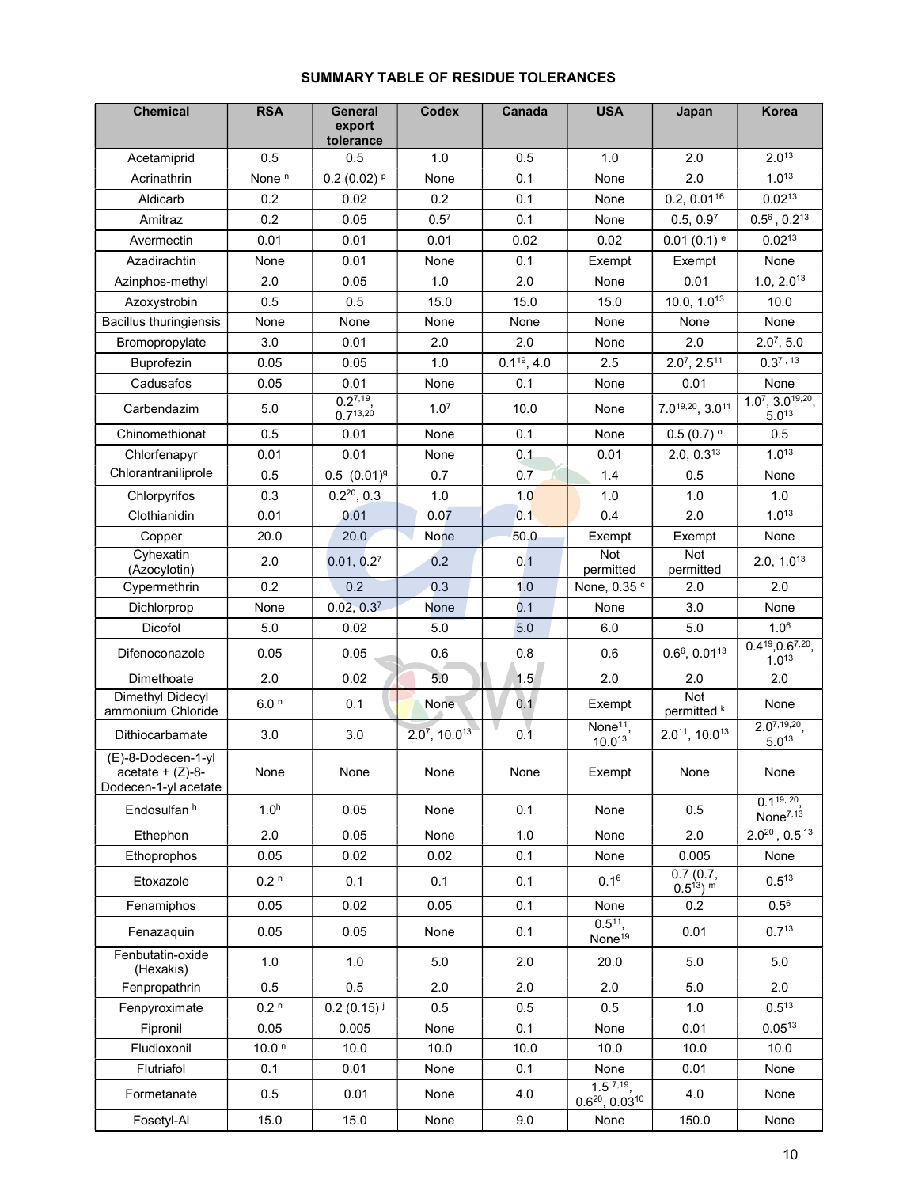**SUMMARY TABLE OF RESIDUE TOLERANCES**

| Chemical | RSA | General export tolerance | Codex | Canada | USA | Japan | Korea |
|---|---|---|---|---|---|---|---|
| Acetamiprid | 0.5 | 0.5 | 1.0 | 0.5 | 1.0 | 2.0 | 2.0[13] |
| Acrinathrin | None [n] | 0.2 (0.02) [p] | None | 0.1 | None | 2.0 | 1.0[13] |
| Aldicarb | 0.2 | 0.02 | 0.2 | 0.1 | None | 0.2, 0.01[16] | 0.02[13] |
| Amitraz | 0.2 | 0.05 | 0.5[7] | 0.1 | None | 0.5, 0.9[7] | 0.5[6], 0.2[13] |
| Avermectin | 0.01 | 0.01 | 0.01 | 0.02 | 0.02 | 0.01 (0.1) [e] | 0.02[13] |
| Azadirachtin | None | 0.01 | None | 0.1 | Exempt | Exempt | None |
| Azinphos-methyl | 2.0 | 0.05 | 1.0 | 2.0 | None | 0.01 | 1.0, 2.0[13] |
| Azoxystrobin | 0.5 | 0.5 | 15.0 | 15.0 | 15.0 | 10.0, 1.0[13] | 10.0 |
| Bacillus thuringiensis | None | None | None | None | None | None | None |
| Bromopropylate | 3.0 | 0.01 | 2.0 | 2.0 | None | 2.0 | 2.0[7], 5.0 |
| Buprofezin | 0.05 | 0.05 | 1.0 | 0.1[19], 4.0 | 2.5 | 2.0[7], 2.5[11] | 0.3[7, 13] |
| Cadusafos | 0.05 | 0.01 | None | 0.1 | None | 0.01 | None |
| Carbendazim | 5.0 | 0.2[7,19], 0.7[13,20] | 1.0[7] | 10.0 | None | 7.0[19,20], 3.0[11] | 1.0[7], 3.0[19,20], 5.0[13] |
| Chinomethionat | 0.5 | 0.01 | None | 0.1 | None | 0.5 (0.7) [o] | 0.5 |
| Chlorfenapyr | 0.01 | 0.01 | None | 0.1 | 0.01 | 2.0, 0.3[13] | 1.0[13] |
| Chlorantraniliprole | 0.5 | 0.5 (0.01)[g] | 0.7 | 0.7 | 1.4 | 0.5 | None |
| Chlorpyrifos | 0.3 | 0.2[20], 0.3 | 1.0 | 1.0 | 1.0 | 1.0 | 1.0 |
| Clothianidin | 0.01 | 0.01 | 0.07 | 0.1 | 0.4 | 2.0 | 1.0[13] |
| Copper | 20.0 | 20.0 | None | 50.0 | Exempt | Exempt | None |
| Cyhexatin (Azocylotin) | 2.0 | 0.01, 0.2[7] | 0.2 | 0.1 | Not permitted | Not permitted | 2.0, 1.0[13] |
| Cypermethrin | 0.2 | 0.2 | 0.3 | 1.0 | None, 0.35 [c] | 2.0 | 2.0 |
| Dichlorprop | None | 0.02, 0.3[7] | None | 0.1 | None | 3.0 | None |
| Dicofol | 5.0 | 0.02 | 5.0 | 5.0 | 6.0 | 5.0 | 1.0[6] |
| Difenoconazole | 0.05 | 0.05 | 0.6 | 0.8 | 0.6 | 0.6[6], 0.01[13] | 0.4[19],0.6[7,20], 1.0[13] |
| Dimethoate | 2.0 | 0.02 | 5.0 | 1.5 | 2.0 | 2.0 | 2.0 |
| Dimethyl Didecyl ammonium Chloride | 6.0 [n] | 0.1 | None | 0.1 | Exempt | Not permitted [k] | None |
| Dithiocarbamate | 3.0 | 3.0 | 2.0[7], 10.0[13] | 0.1 | None[11], 10.0[13] | 2.0[11], 10.0[13] | 2.0[7,19,20], 5.0[13] |
| (E)-8-Dodecen-1-yl acetate + (Z)-8-Dodecen-1-yl acetate | None | None | None | None | Exempt | None | None |
| Endosulfan [h] | 1.0[h] | 0.05 | None | 0.1 | None | 0.5 | 0.1[19, 20], None[7,13] |
| Ethephon | 2.0 | 0.05 | None | 1.0 | None | 2.0 | 2.0[20], 0.5[13] |
| Ethoprophos | 0.05 | 0.02 | 0.02 | 0.1 | None | 0.005 | None |
| Etoxazole | 0.2 [n] | 0.1 | 0.1 | 0.1 | 0.1[6] | 0.7 (0.7, 0.5[13]) [m] | 0.5[13] |
| Fenamiphos | 0.05 | 0.02 | 0.05 | 0.1 | None | 0.2 | 0.5[6] |
| Fenazaquin | 0.05 | 0.05 | None | 0.1 | 0.5[11], None[19] | 0.01 | 0.7[13] |
| Fenbutatin-oxide (Hexakis) | 1.0 | 1.0 | 5.0 | 2.0 | 20.0 | 5.0 | 5.0 |
| Fenpropathrin | 0.5 | 0.5 | 2.0 | 2.0 | 2.0 | 5.0 | 2.0 |
| Fenpyroximate | 0.2 [n] | 0.2 (0.15) [j] | 0.5 | 0.5 | 0.5 | 1.0 | 0.5[13] |
| Fipronil | 0.05 | 0.005 | None | 0.1 | None | 0.01 | 0.05[13] |
| Fludioxonil | 10.0 [n] | 10.0 | 10.0 | 10.0 | 10.0 | 10.0 | 10.0 |
| Flutriafol | 0.1 | 0.01 | None | 0.1 | None | 0.01 | None |
| Formetanate | 0.5 | 0.01 | None | 4.0 | 1.5[7,19], 0.6[20], 0.03[10] | 4.0 | None |
| Fosetyl-Al | 15.0 | 15.0 | None | 9.0 | None | 150.0 | None |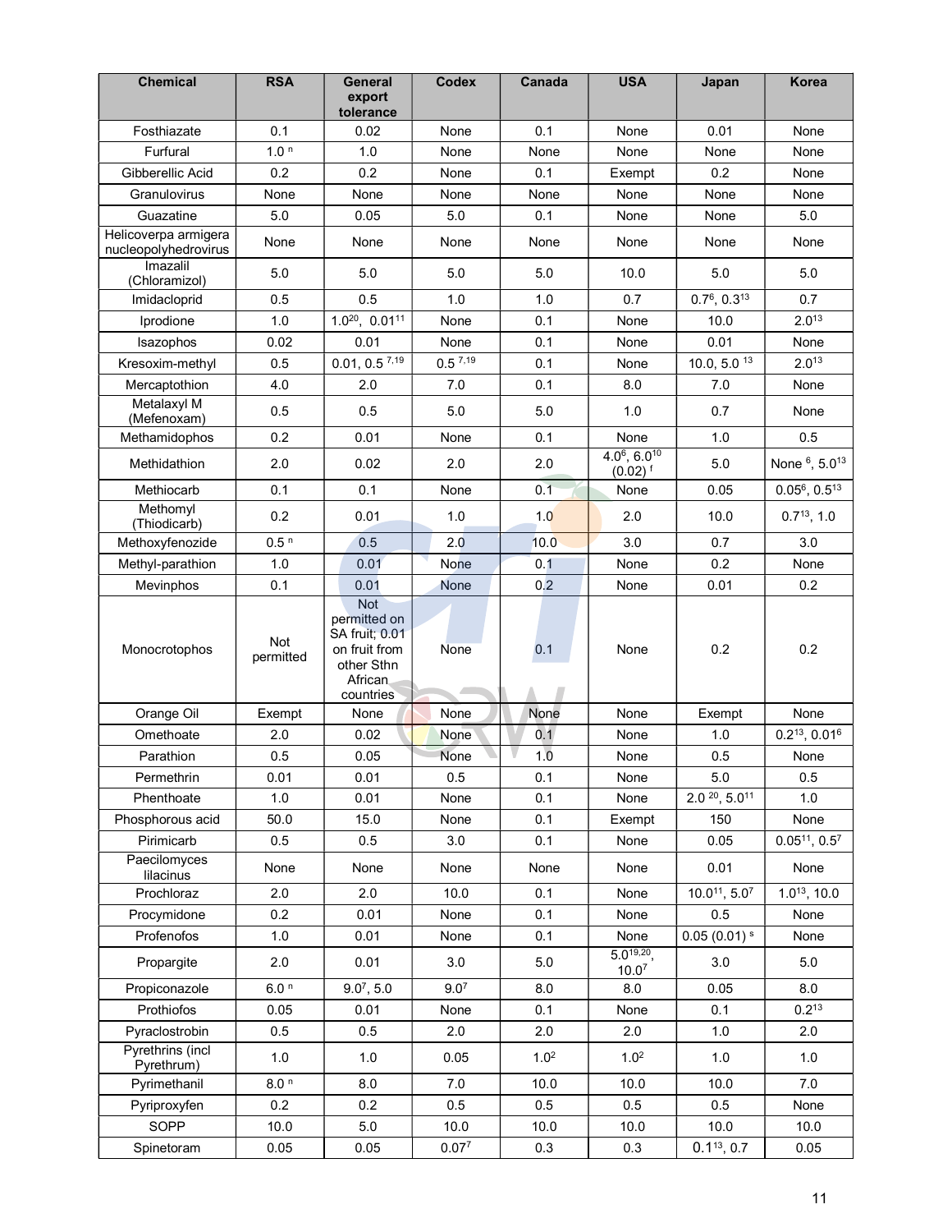| Chemical | RSA | General export tolerance | Codex | Canada | USA | Japan | Korea |
|---|---|---|---|---|---|---|---|
| Fosthiazate | 0.1 | 0.02 | None | 0.1 | None | 0.01 | None |
| Furfural | 1.0 [n] | 1.0 | None | None | None | None | None |
| Gibberellic Acid | 0.2 | 0.2 | None | 0.1 | Exempt | 0.2 | None |
| Granulovirus | None | None | None | None | None | None | None |
| Guazatine | 5.0 | 0.05 | 5.0 | 0.1 | None | None | 5.0 |
| Helicoverpa armigera nucleopolyhedrovirus | None | None | None | None | None | None | None |
| Imazalil (Chloramizol) | 5.0 | 5.0 | 5.0 | 5.0 | 10.0 | 5.0 | 5.0 |
| Imidacloprid | 0.5 | 0.5 | 1.0 | 1.0 | 0.7 | 0.7[6], 0.3[13] | 0.7 |
| Iprodione | 1.0 | 1.0[20], 0.01[11] | None | 0.1 | None | 10.0 | 2.0[13] |
| Isazophos | 0.02 | 0.01 | None | 0.1 | None | 0.01 | None |
| Kresoxim-methyl | 0.5 | 0.01, 0.5 [7,19] | 0.5 [7,19] | 0.1 | None | 10.0, 5.0 [13] | 2.0[13] |
| Mercaptothion | 4.0 | 2.0 | 7.0 | 0.1 | 8.0 | 7.0 | None |
| Metalaxyl M (Mefenoxam) | 0.5 | 0.5 | 5.0 | 5.0 | 1.0 | 0.7 | None |
| Methamidophos | 0.2 | 0.01 | None | 0.1 | None | 1.0 | 0.5 |
| Methidathion | 2.0 | 0.02 | 2.0 | 2.0 | 4.0[6], 6.0[10] (0.02) [f] | 5.0 | None [6], 5.0[13] |
| Methiocarb | 0.1 | 0.1 | None | 0.1 | None | 0.05 | 0.05[6], 0.5[13] |
| Methomyl (Thiodicarb) | 0.2 | 0.01 | 1.0 | 1.0 | 2.0 | 10.0 | 0.7[13], 1.0 |
| Methoxyfenozide | 0.5 [n] | 0.5 | 2.0 | 10.0 | 3.0 | 0.7 | 3.0 |
| Methyl-parathion | 1.0 | 0.01 | None | 0.1 | None | 0.2 | None |
| Mevinphos | 0.1 | 0.01 | None | 0.2 | None | 0.01 | 0.2 |
| Monocrotophos | Not permitted | Not permitted on SA fruit; 0.01 on fruit from other Sthn African countries | None | 0.1 | None | 0.2 | 0.2 |
| Orange Oil | Exempt | None | None | None | None | Exempt | None |
| Omethoate | 2.0 | 0.02 | None | 0.1 | None | 1.0 | 0.2[13], 0.01[6] |
| Parathion | 0.5 | 0.05 | None | 1.0 | None | 0.5 | None |
| Permethrin | 0.01 | 0.01 | 0.5 | 0.1 | None | 5.0 | 0.5 |
| Phenthoate | 1.0 | 0.01 | None | 0.1 | None | 2.0 [20], 5.0[11] | 1.0 |
| Phosphorous acid | 50.0 | 15.0 | None | 0.1 | Exempt | 150 | None |
| Pirimicarb | 0.5 | 0.5 | 3.0 | 0.1 | None | 0.05 | 0.05[11], 0.5[7] |
| Paecilomyces lilacinus | None | None | None | None | None | 0.01 | None |
| Prochloraz | 2.0 | 2.0 | 10.0 | 0.1 | None | 10.0[11], 5.0[7] | 1.0[13], 10.0 |
| Procymidone | 0.2 | 0.01 | None | 0.1 | None | 0.5 | None |
| Profenofos | 1.0 | 0.01 | None | 0.1 | None | 0.05 (0.01) [s] | None |
| Propargite | 2.0 | 0.01 | 3.0 | 5.0 | 5.0[19,20], 10.0[7] | 3.0 | 5.0 |
| Propiconazole | 6.0 [n] | 9.0[7], 5.0 | 9.0[7] | 8.0 | 8.0 | 0.05 | 8.0 |
| Prothiofos | 0.05 | 0.01 | None | 0.1 | None | 0.1 | 0.2[13] |
| Pyraclostrobin | 0.5 | 0.5 | 2.0 | 2.0 | 2.0 | 1.0 | 2.0 |
| Pyrethrins (incl Pyrethrum) | 1.0 | 1.0 | 0.05 | 1.0[2] | 1.0[2] | 1.0 | 1.0 |
| Pyrimethanil | 8.0 [n] | 8.0 | 7.0 | 10.0 | 10.0 | 10.0 | 7.0 |
| Pyriproxyfen | 0.2 | 0.2 | 0.5 | 0.5 | 0.5 | 0.5 | None |
| SOPP | 10.0 | 5.0 | 10.0 | 10.0 | 10.0 | 10.0 | 10.0 |
| Spinetoram | 0.05 | 0.05 | 0.07[7] | 0.3 | 0.3 | 0.1[13], 0.7 | 0.05 |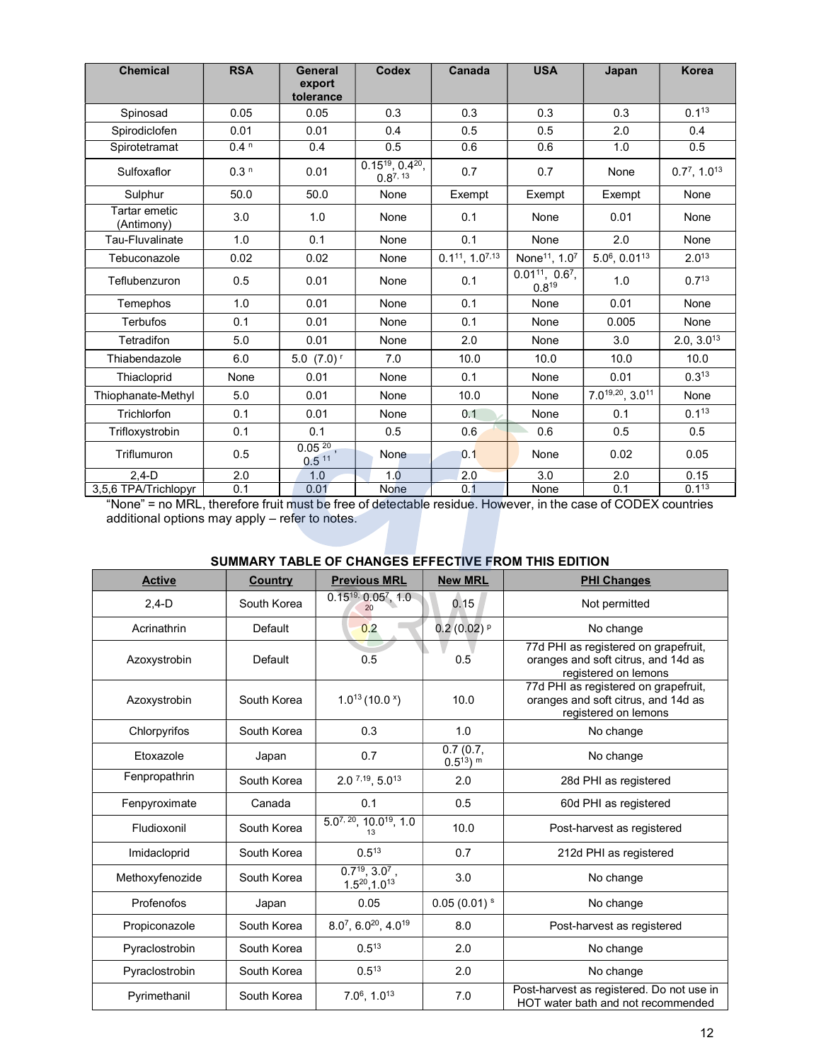| Chemical | RSA | General export tolerance | Codex | Canada | USA | Japan | Korea |
|---|---|---|---|---|---|---|---|
| Spinosad | 0.05 | 0.05 | 0.3 | 0.3 | 0.3 | 0.3 | 0.1[13] |
| Spirodiclofen | 0.01 | 0.01 | 0.4 | 0.5 | 0.5 | 2.0 | 0.4 |
| Spirotetramat | 0.4 [n] | 0.4 | 0.5 | 0.6 | 0.6 | 1.0 | 0.5 |
| Sulfoxaflor | 0.3 [n] | 0.01 | 0.15[19], 0.4[20], 0.8[7, 13] | 0.7 | 0.7 | None | 0.7[7], 1.0[13] |
| Sulphur | 50.0 | 50.0 | None | Exempt | Exempt | Exempt | None |
| Tartar emetic (Antimony) | 3.0 | 1.0 | None | 0.1 | None | 0.01 | None |
| Tau-Fluvalinate | 1.0 | 0.1 | None | 0.1 | None | 2.0 | None |
| Tebuconazole | 0.02 | 0.02 | None | 0.1[11], 1.0[7,13] | None[11], 1.0[7] | 5.0[6], 0.01[13] | 2.0[13] |
| Teflubenzuron | 0.5 | 0.01 | None | 0.1 | 0.01[11], 0.6[7], 0.8[19] | 1.0 | 0.7[13] |
| Temephos | 1.0 | 0.01 | None | 0.1 | None | 0.01 | None |
| Terbufos | 0.1 | 0.01 | None | 0.1 | None | 0.005 | None |
| Tetradifon | 5.0 | 0.01 | None | 2.0 | None | 3.0 | 2.0, 3.0[13] |
| Thiabendazole | 6.0 | 5.0 (7.0) [r] | 7.0 | 10.0 | 10.0 | 10.0 | 10.0 |
| Thiacloprid | None | 0.01 | None | 0.1 | None | 0.01 | 0.3[13] |
| Thiophanate-Methyl | 5.0 | 0.01 | None | 10.0 | None | 7.0[19,20], 3.0[11] | None |
| Trichlorfon | 0.1 | 0.01 | None | 0.1 | None | 0.1 | 0.1[13] |
| Trifloxystrobin | 0.1 | 0.1 | 0.5 | 0.6 | 0.6 | 0.5 | 0.5 |
| Triflumuron | 0.5 | 0.05 [20], 0.5 [11] | None | 0.1 | None | 0.02 | 0.05 |
| 2,4-D | 2.0 | 1.0 | 1.0 | 2.0 | 3.0 | 2.0 | 0.15 |
| 3,5,6 TPA/Trichlopyr | 0.1 | 0.01 | None | 0.1 | None | 0.1 | 0.1[13] |

"None" = no MRL, therefore fruit must be free of detectable residue. However, in the case of CODEX countries additional options may apply – refer to notes.

**SUMMARY TABLE OF CHANGES EFFECTIVE FROM THIS EDITION**

| Active | Country | Previous MRL | New MRL | PHI Changes |
|---|---|---|---|---|
| 2,4-D | South Korea | 0.15[19], 0.05[7], 1.0[20] | 0.15 | Not permitted |
| Acrinathrin | Default | 0.2 | 0.2 (0.02) [p] | No change |
| Azoxystrobin | Default | 0.5 | 0.5 | 77d PHI as registered on grapefruit, oranges and soft citrus, and 14d as registered on lemons |
| Azoxystrobin | South Korea | 1.0[13] (10.0 [x]) | 10.0 | 77d PHI as registered on grapefruit, oranges and soft citrus, and 14d as registered on lemons |
| Chlorpyrifos | South Korea | 0.3 | 1.0 | No change |
| Etoxazole | Japan | 0.7 | 0.7 (0.7, 0.5[13]) [m] | No change |
| Fenpropathrin | South Korea | 2.0 [7,19], 5.0[13] | 2.0 | 28d PHI as registered |
| Fenpyroximate | Canada | 0.1 | 0.5 | 60d PHI as registered |
| Fludioxonil | South Korea | 5.0[7, 20], 10.0[19], 1.0[13] | 10.0 | Post-harvest as registered |
| Imidacloprid | South Korea | 0.5[13] | 0.7 | 212d PHI as registered |
| Methoxyfenozide | South Korea | 0.7[19], 3.0[7], 1.5[20], 1.0[13] | 3.0 | No change |
| Profenofos | Japan | 0.05 | 0.05 (0.01) [s] | No change |
| Propiconazole | South Korea | 8.0[7], 6.0[20], 4.0[19] | 8.0 | Post-harvest as registered |
| Pyraclostrobin | South Korea | 0.5[13] | 2.0 | No change |
| Pyraclostrobin | South Korea | 0.5[13] | 2.0 | No change |
| Pyrimethanil | South Korea | 7.0[6], 1.0[13] | 7.0 | Post-harvest as registered. Do not use in HOT water bath and not recommended |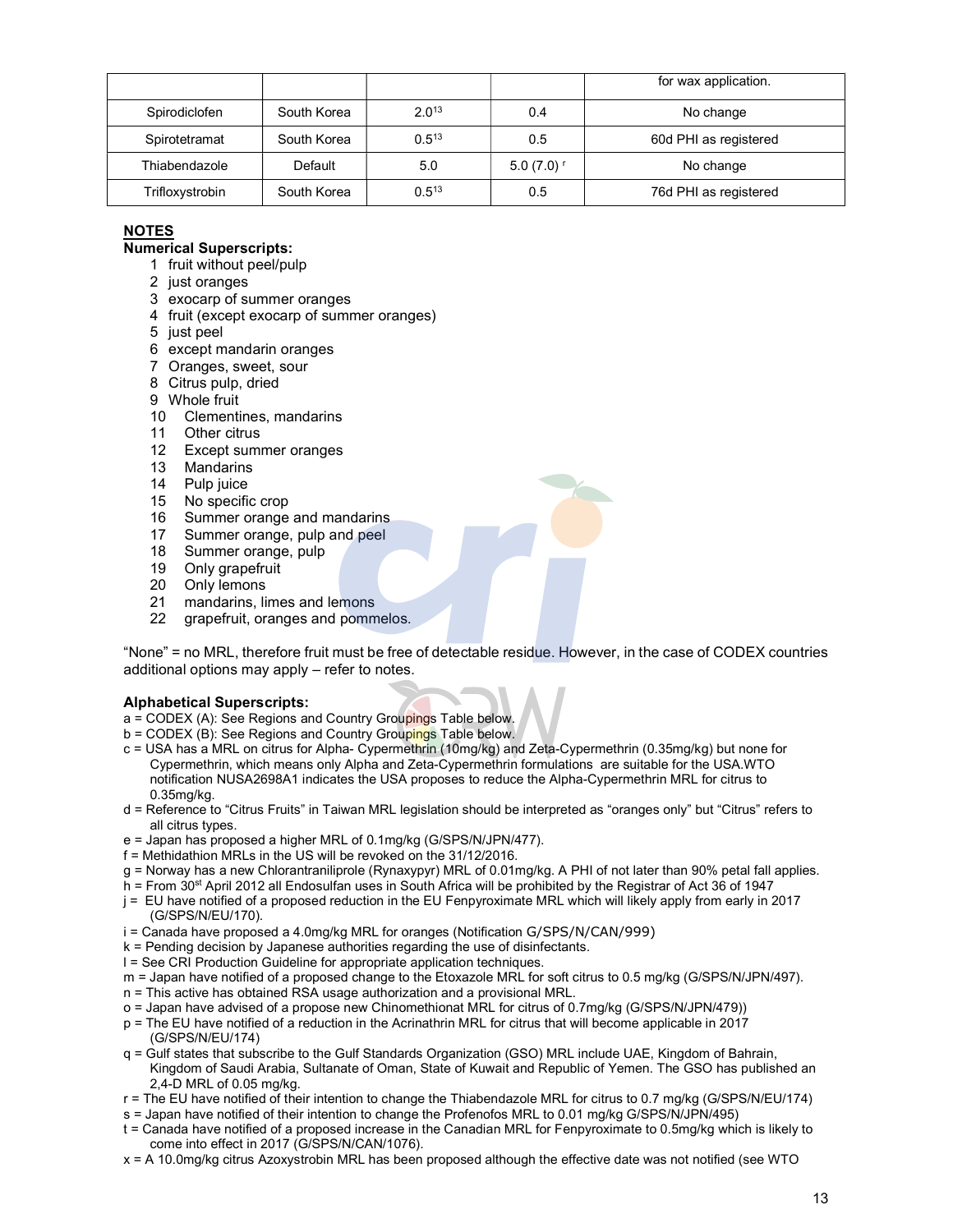| | | | | for wax application. |
|---|---|---|---|---|
| Spirodiclofen | South Korea | 2.0[13] | 0.4 | No change |
| Spirotetramat | South Korea | 0.5[13] | 0.5 | 60d PHI as registered |
| Thiabendazole | Default | 5.0 | 5.0 (7.0) [r] | No change |
| Trifloxystrobin | South Korea | 0.5[13] | 0.5 | 76d PHI as registered |

## NOTES

**Numerical Superscripts:**

1 fruit without peel/pulp
2 just oranges
3 exocarp of summer oranges
4 fruit (except exocarp of summer oranges)
5 just peel
6 except mandarin oranges
7 Oranges, sweet, sour
8 Citrus pulp, dried
9 Whole fruit
10 Clementines, mandarins
11 Other citrus
12 Except summer oranges
13 Mandarins
14 Pulp juice
15 No specific crop
16 Summer orange and mandarins
17 Summer orange, pulp and peel
18 Summer orange, pulp
19 Only grapefruit
20 Only lemons
21 mandarins, limes and lemons
22 grapefruit, oranges and pommelos.

"None" = no MRL, therefore fruit must be free of detectable residue. However, in the case of CODEX countries additional options may apply – refer to notes.

**Alphabetical Superscripts:**

a = CODEX (A): See Regions and Country Groupings Table below.
b = CODEX (B): See Regions and Country Groupings Table below.
c = USA has a MRL on citrus for Alpha- Cypermethrin (10mg/kg) and Zeta-Cypermethrin (0.35mg/kg) but none for Cypermethrin, which means only Alpha and Zeta-Cypermethrin formulations are suitable for the USA.WTO notification NUSA2698A1 indicates the USA proposes to reduce the Alpha-Cypermethrin MRL for citrus to 0.35mg/kg.
d = Reference to "Citrus Fruits" in Taiwan MRL legislation should be interpreted as "oranges only" but "Citrus" refers to all citrus types.
e = Japan has proposed a higher MRL of 0.1mg/kg (G/SPS/N/JPN/477).
f = Methidathion MRLs in the US will be revoked on the 31/12/2016.
g = Norway has a new Chlorantraniliprole (Rynaxypyr) MRL of 0.01mg/kg. A PHI of not later than 90% petal fall applies.
h = From 30[st] April 2012 all Endosulfan uses in South Africa will be prohibited by the Registrar of Act 36 of 1947
j = EU have notified of a proposed reduction in the EU Fenpyroximate MRL which will likely apply from early in 2017 (G/SPS/N/EU/170).
i = Canada have proposed a 4.0mg/kg MRL for oranges (Notification G/SPS/N/CAN/999)
k = Pending decision by Japanese authorities regarding the use of disinfectants.
l = See CRI Production Guideline for appropriate application techniques.
m = Japan have notified of a proposed change to the Etoxazole MRL for soft citrus to 0.5 mg/kg (G/SPS/N/JPN/497).
n = This active has obtained RSA usage authorization and a provisional MRL.
o = Japan have advised of a propose new Chinomethionat MRL for citrus of 0.7mg/kg (G/SPS/N/JPN/479))
p = The EU have notified of a reduction in the Acrinathrin MRL for citrus that will become applicable in 2017 (G/SPS/N/EU/174)
q = Gulf states that subscribe to the Gulf Standards Organization (GSO) MRL include UAE, Kingdom of Bahrain, Kingdom of Saudi Arabia, Sultanate of Oman, State of Kuwait and Republic of Yemen. The GSO has published an 2,4-D MRL of 0.05 mg/kg.
r = The EU have notified of their intention to change the Thiabendazole MRL for citrus to 0.7 mg/kg (G/SPS/N/EU/174)
s = Japan have notified of their intention to change the Profenofos MRL to 0.01 mg/kg G/SPS/N/JPN/495)
t = Canada have notified of a proposed increase in the Canadian MRL for Fenpyroximate to 0.5mg/kg which is likely to come into effect in 2017 (G/SPS/N/CAN/1076).
x = A 10.0mg/kg citrus Azoxystrobin MRL has been proposed although the effective date was not notified (see WTO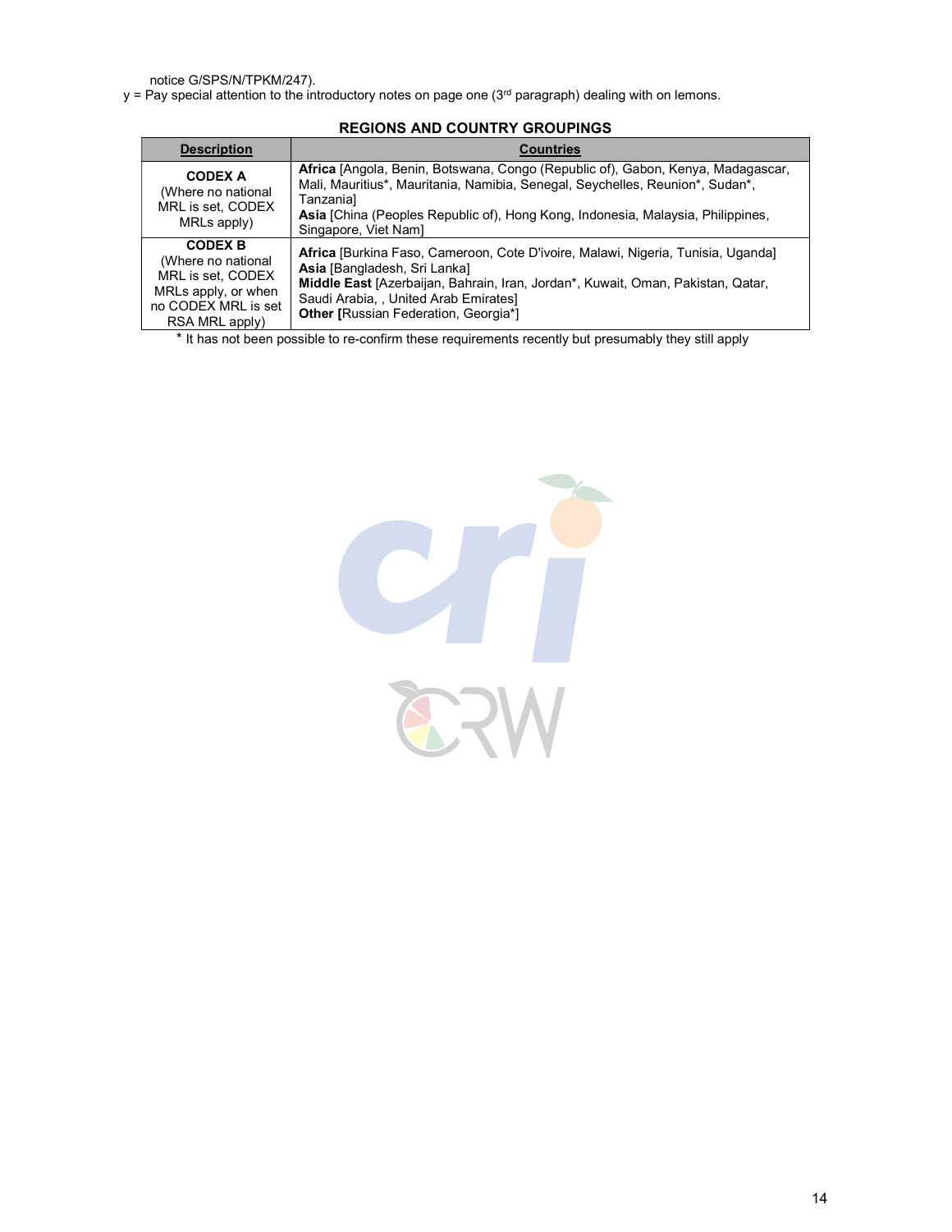notice G/SPS/N/TPKM/247).

y = Pay special attention to the introductory notes on page one (3rd paragraph) dealing with on lemons.

**REGIONS AND COUNTRY GROUPINGS**

| Description | Countries |
|---|---|
| **CODEX A** (Where no national MRL is set, CODEX MRLs apply) | **Africa** [Angola, Benin, Botswana, Congo (Republic of), Gabon, Kenya, Madagascar, Mali, Mauritius*, Mauritania, Namibia, Senegal, Seychelles, Reunion*, Sudan*, Tanzania] **Asia** [China (Peoples Republic of), Hong Kong, Indonesia, Malaysia, Philippines, Singapore, Viet Nam] |
| **CODEX B** (Where no national MRL is set, CODEX MRLs apply, or when no CODEX MRL is set RSA MRL apply) | **Africa** [Burkina Faso, Cameroon, Cote D'ivoire, Malawi, Nigeria, Tunisia, Uganda] **Asia** [Bangladesh, Sri Lanka] **Middle East** [Azerbaijan, Bahrain, Iran, Jordan*, Kuwait, Oman, Pakistan, Qatar, Saudi Arabia, , United Arab Emirates] **Other** [Russian Federation, Georgia*] |

\* It has not been possible to re-confirm these requirements recently but presumably they still apply